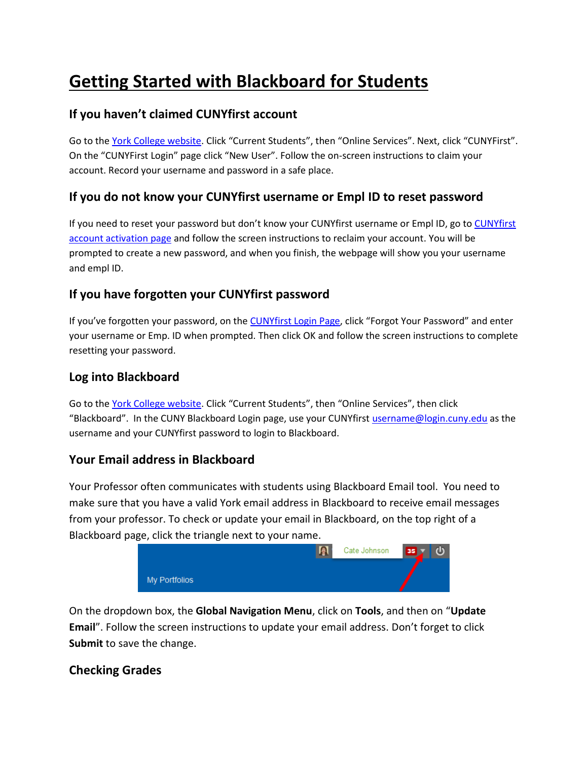# Getting Started with Blackboard for Students

## If you haven't claimed CUNYfirst account

Go to the [York College website](). Click "Current Students", then "Online Services". Next, click "CUNYFirst". On the "CUNYFirst Login" page click "New User". Follow the on-screen instructions to claim your account. Record your username and password in a safe place.

## If you do not know your CUNYfirst username or Empl ID to reset password

If you need to reset your password but don't know your CUNYfirst username or Empl ID, go to [CUNYfirst account activation page]() and follow the screen instructions to reclaim your account. You will be prompted to create a new password, and when you finish, the webpage will show you your username and empl ID.

## If you have forgotten your CUNYfirst password

If you've forgotten your password, on the [CUNYfirst Login Page](), click "Forgot Your Password" and enter your username or Emp. ID when prompted. Then click OK and follow the screen instructions to complete resetting your password.

## Log into Blackboard

Go to the [York College website](). Click "Current Students", then "Online Services", then click "Blackboard". In the CUNY Blackboard Login page, use your CUNYfirst username@login.cuny.edu as the username and your CUNYfirst password to login to Blackboard.

## Your Email address in Blackboard

Your Professor often communicates with students using Blackboard Email tool. You need to make sure that you have a valid York email address in Blackboard to receive email messages from your professor. To check or update your email in Blackboard, on the top right of a Blackboard page, click the triangle next to your name.

On the dropdown box, the **Global Navigation Menu**, click on **Tools**, and then on "**Update Email**". Follow the screen instructions to update your email address. Don't forget to click **Submit** to save the change.

## Checking Grades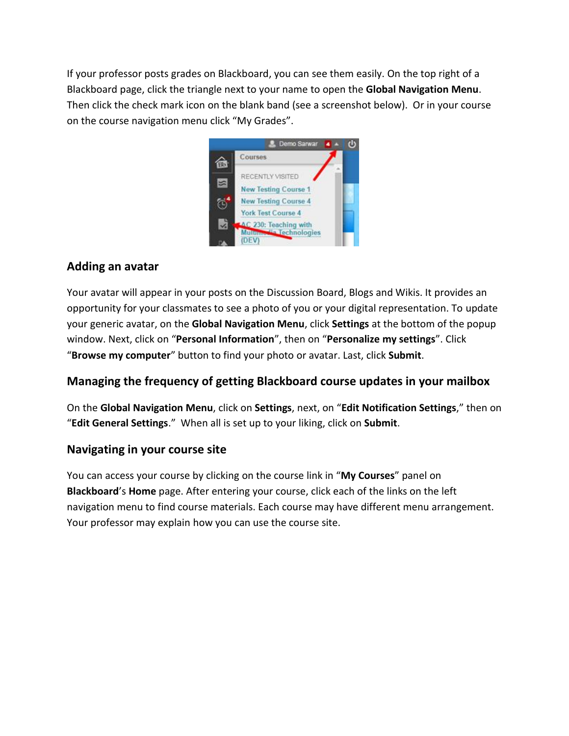If your professor posts grades on Blackboard, you can see them easily. On the top right of a Blackboard page, click the triangle next to your name to open the **Global Navigation Menu**. Then click the check mark icon on the blank band (see a screenshot below). Or in your course on the course navigation menu click "My Grades".

## Adding an avatar

Your avatar will appear in your posts on the Discussion Board, Blogs and Wikis. It provides an opportunity for your classmates to see a photo of you or your digital representation. To update your generic avatar, on the **Global Navigation Menu**, click **Settings** at the bottom of the popup window. Next, click on "**Personal Information**", then on "**Personalize my settings**". Click "**Browse my computer**" button to find your photo or avatar. Last, click **Submit**.

## Managing the frequency of getting Blackboard course updates in your mailbox

On the **Global Navigation Menu**, click on **Settings**, next, on "**Edit Notification Settings**," then on "**Edit General Settings**." When all is set up to your liking, click on **Submit**.

## Navigating in your course site

You can access your course by clicking on the course link in "**My Courses**" panel on **Blackboard**'s **Home** page. After entering your course, click each of the links on the left navigation menu to find course materials. Each course may have different menu arrangement. Your professor may explain how you can use the course site.